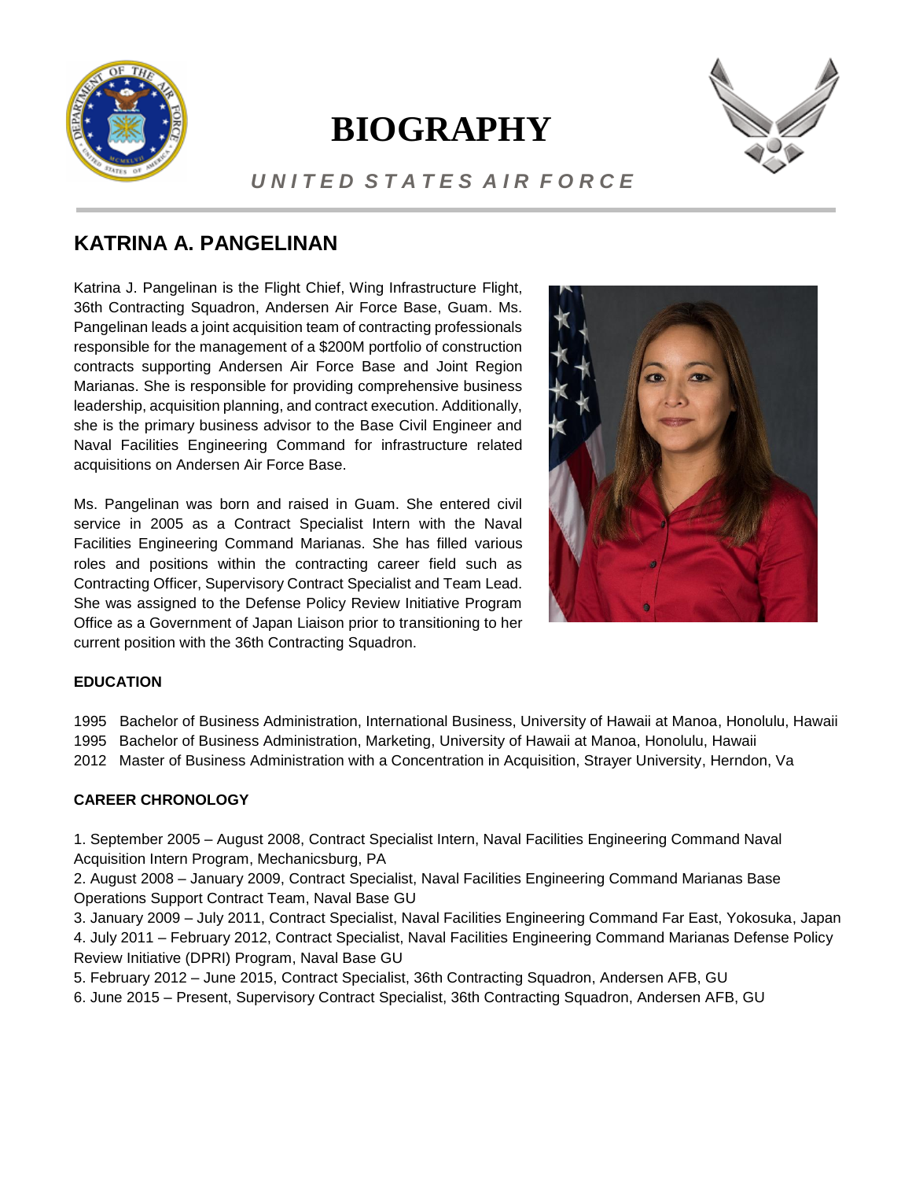# BIOGRAPHY

*U N I T E D S T A T E S A I R F O R C E*

## KATRINA A. PANGELINAN

Katrina J. Pangelinan is the Flight Chief, Wing Infrastructure Flight, 36th Contracting Squadron, Andersen Air Force Base, Guam. Ms. Pangelinan leads a joint acquisition team of contracting professionals responsible for the management of a $200M portfolio of construction contracts supporting Andersen Air Force Base and Joint Region Marianas. She is responsible for providing comprehensive business leadership, acquisition planning, and contract execution. Additionally, she is the primary business advisor to the Base Civil Engineer and Naval Facilities Engineering Command for infrastructure related acquisitions on Andersen Air Force Base.

Ms. Pangelinan was born and raised in Guam. She entered civil service in 2005 as a Contract Specialist Intern with the Naval Facilities Engineering Command Marianas. She has filled various roles and positions within the contracting career field such as Contracting Officer, Supervisory Contract Specialist and Team Lead. She was assigned to the Defense Policy Review Initiative Program Office as a Government of Japan Liaison prior to transitioning to her current position with the 36th Contracting Squadron.

### EDUCATION

1995 Bachelor of Business Administration, International Business, University of Hawaii at Manoa, Honolulu, Hawaii
1995 Bachelor of Business Administration, Marketing, University of Hawaii at Manoa, Honolulu, Hawaii
2012 Master of Business Administration with a Concentration in Acquisition, Strayer University, Herndon, Va

### CAREER CHRONOLOGY

1. September 2005 – August 2008, Contract Specialist Intern, Naval Facilities Engineering Command Naval Acquisition Intern Program, Mechanicsburg, PA
2. August 2008 – January 2009, Contract Specialist, Naval Facilities Engineering Command Marianas Base Operations Support Contract Team, Naval Base GU
3. January 2009 – July 2011, Contract Specialist, Naval Facilities Engineering Command Far East, Yokosuka, Japan
4. July 2011 – February 2012, Contract Specialist, Naval Facilities Engineering Command Marianas Defense Policy Review Initiative (DPRI) Program, Naval Base GU
5. February 2012 – June 2015, Contract Specialist, 36th Contracting Squadron, Andersen AFB, GU
6. June 2015 – Present, Supervisory Contract Specialist, 36th Contracting Squadron, Andersen AFB, GU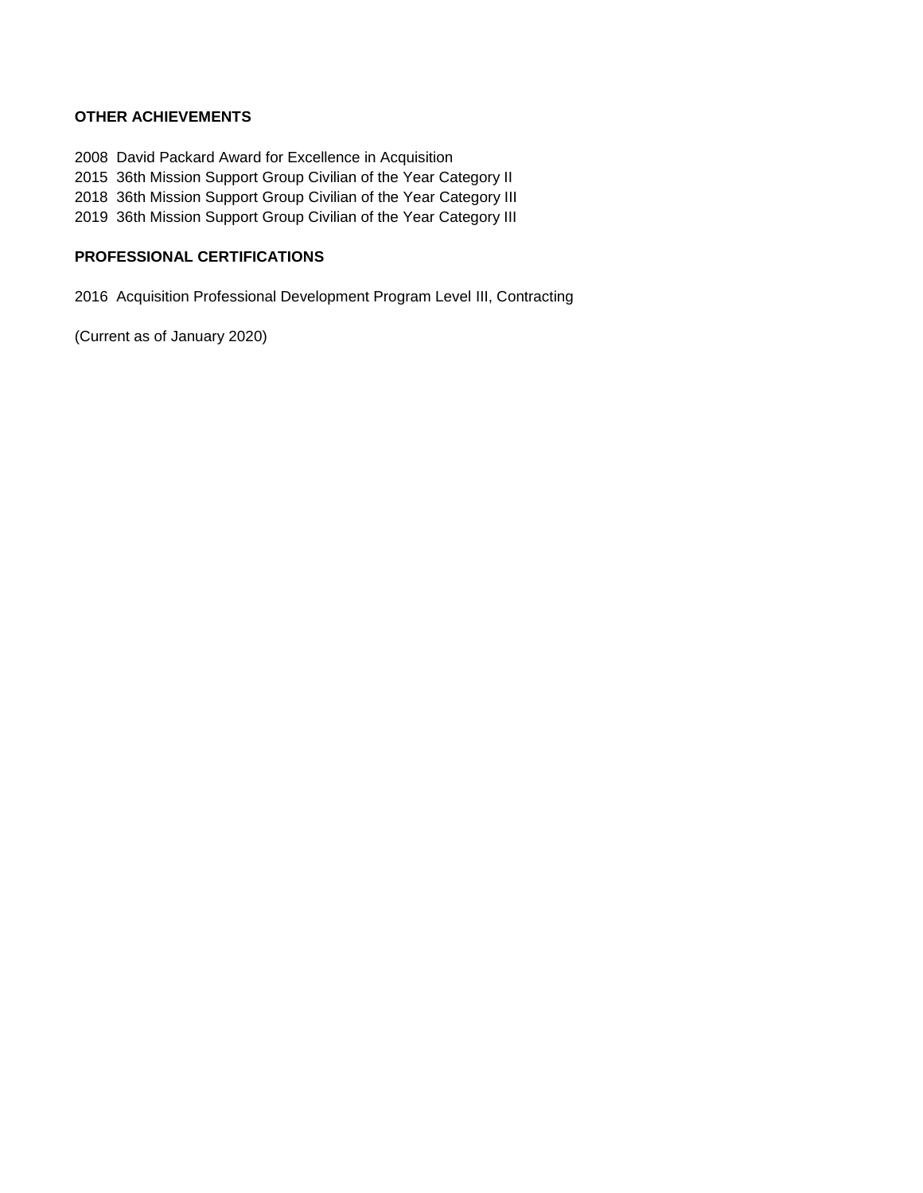**OTHER ACHIEVEMENTS**

2008 David Packard Award for Excellence in Acquisition
2015 36th Mission Support Group Civilian of the Year Category II
2018 36th Mission Support Group Civilian of the Year Category III
2019 36th Mission Support Group Civilian of the Year Category III

**PROFESSIONAL CERTIFICATIONS**

2016 Acquisition Professional Development Program Level III, Contracting

(Current as of January 2020)